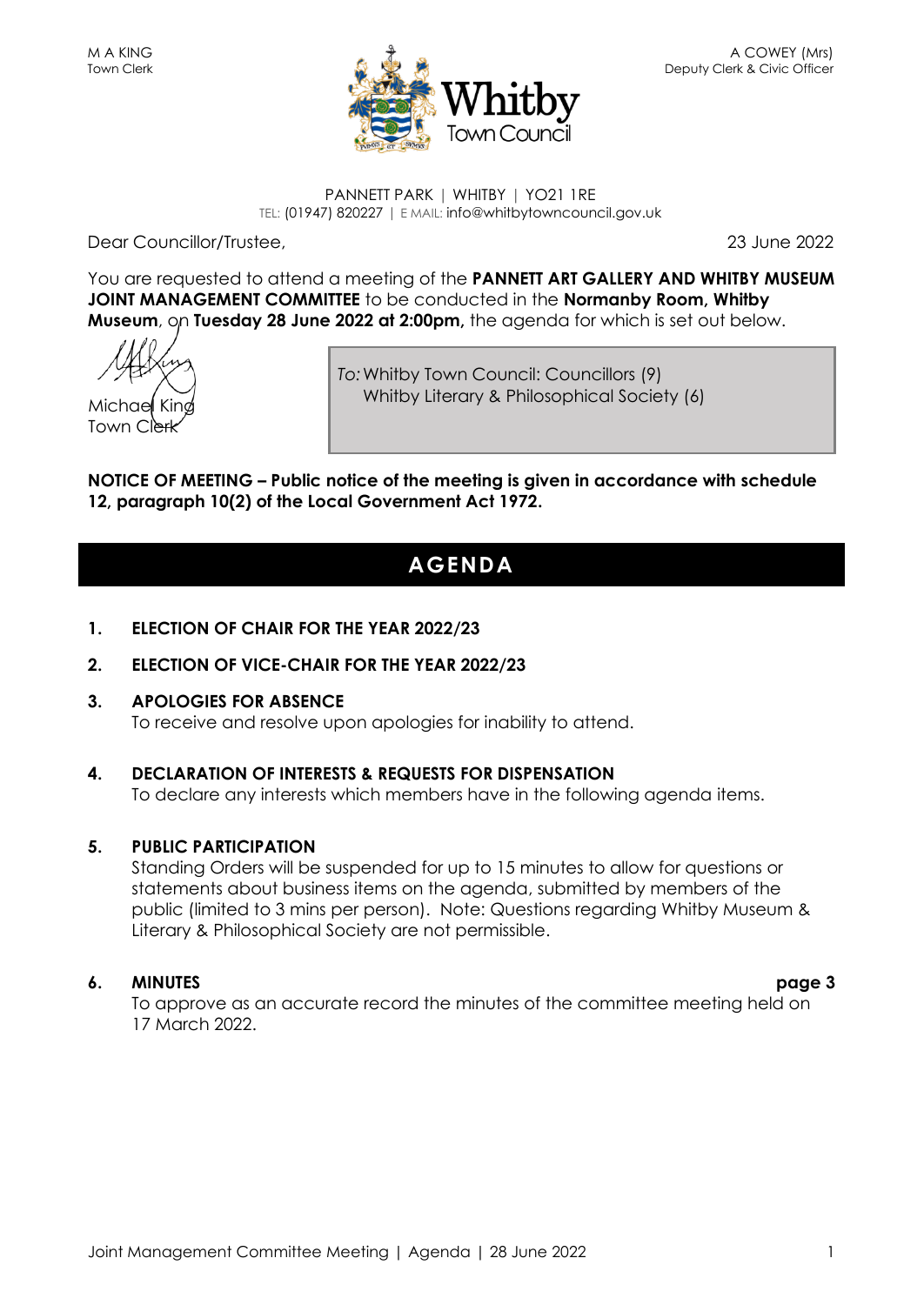M A KING
Town Clerk

A COWEY (Mrs)
Deputy Clerk & Civic Officer

Whitby Town Council

PANNETT PARK | WHITBY | YO21 1RE
TEL: (01947) 820227 | E MAIL: info@whitbytowncouncil.gov.uk

Dear Councillor/Trustee,

23 June 2022

You are requested to attend a meeting of the **PANNETT ART GALLERY AND WHITBY MUSEUM JOINT MANAGEMENT COMMITTEE** to be conducted in the **Normanby Room, Whitby Museum**, on **Tuesday 28 June 2022 at 2:00pm,** the agenda for which is set out below.

Michael King
Town Clerk

*To:* Whitby Town Council: Councillors (9)
Whitby Literary & Philosophical Society (6)

**NOTICE OF MEETING – Public notice of the meeting is given in accordance with schedule 12, paragraph 10(2) of the Local Government Act 1972.**

# AGENDA

1. **ELECTION OF CHAIR FOR THE YEAR 2022/23**

2. **ELECTION OF VICE-CHAIR FOR THE YEAR 2022/23**

3. **APOLOGIES FOR ABSENCE**
   To receive and resolve upon apologies for inability to attend.

4. **DECLARATION OF INTERESTS & REQUESTS FOR DISPENSATION**
   To declare any interests which members have in the following agenda items.

5. **PUBLIC PARTICIPATION**
   Standing Orders will be suspended for up to 15 minutes to allow for questions or statements about business items on the agenda, submitted by members of the public (limited to 3 mins per person). Note: Questions regarding Whitby Museum & Literary & Philosophical Society are not permissible.

6. **MINUTES** **page 3**
   To approve as an accurate record the minutes of the committee meeting held on 17 March 2022.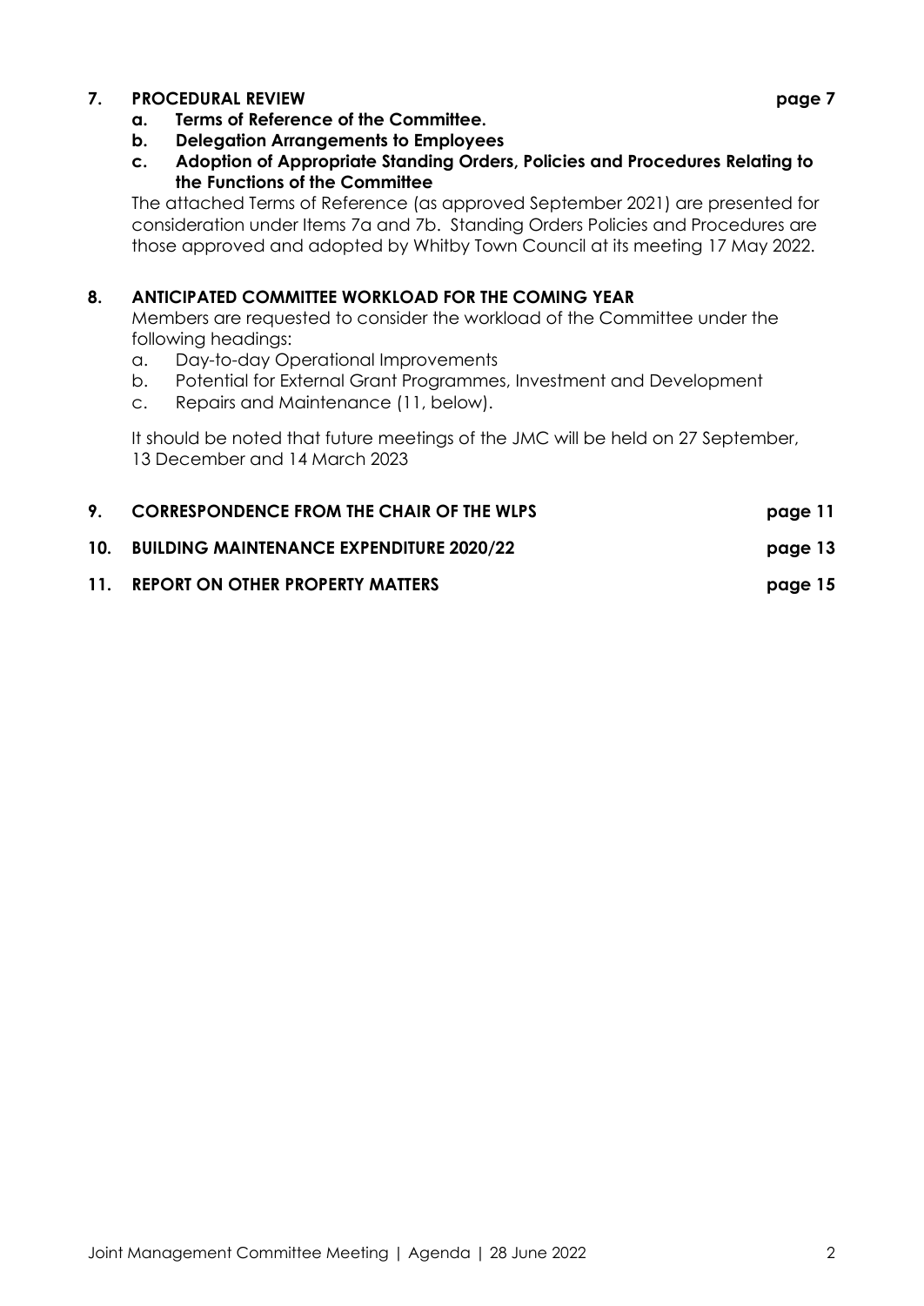**7. PROCEDURAL REVIEW** **page 7**

- **a. Terms of Reference of the Committee.**
- **b. Delegation Arrangements to Employees**
- **c. Adoption of Appropriate Standing Orders, Policies and Procedures Relating to the Functions of the Committee**

The attached Terms of Reference (as approved September 2021) are presented for consideration under Items 7a and 7b. Standing Orders Policies and Procedures are those approved and adopted by Whitby Town Council at its meeting 17 May 2022.

**8. ANTICIPATED COMMITTEE WORKLOAD FOR THE COMING YEAR**

Members are requested to consider the workload of the Committee under the following headings:

- a. Day-to-day Operational Improvements
- b. Potential for External Grant Programmes, Investment and Development
- c. Repairs and Maintenance (11, below).

It should be noted that future meetings of the JMC will be held on 27 September, 13 December and 14 March 2023

**9. CORRESPONDENCE FROM THE CHAIR OF THE WLPS** **page 11**

**10. BUILDING MAINTENANCE EXPENDITURE 2020/22** **page 13**

**11. REPORT ON OTHER PROPERTY MATTERS** **page 15**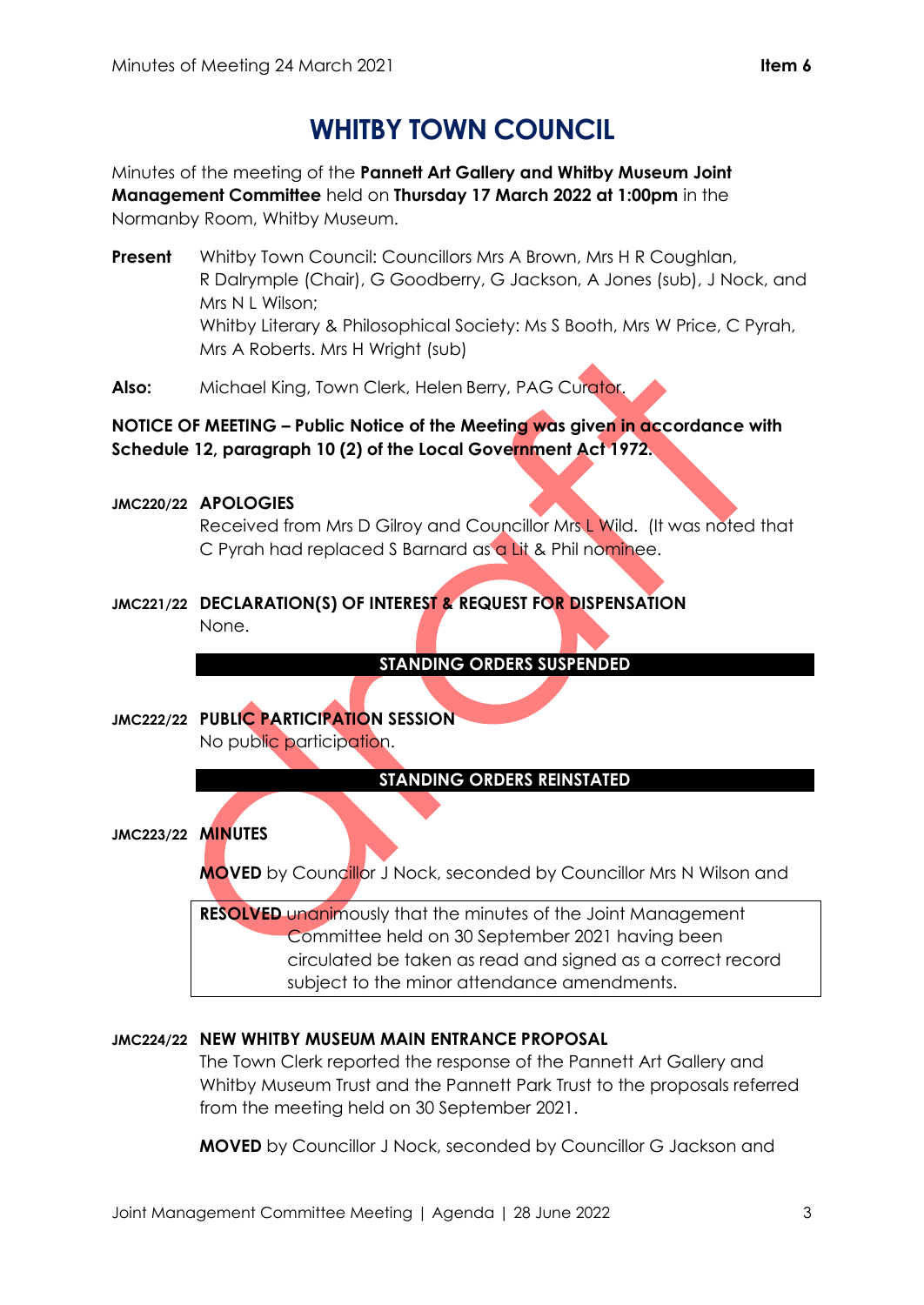# WHITBY TOWN COUNCIL

Minutes of the meeting of the **Pannett Art Gallery and Whitby Museum Joint Management Committee** held on **Thursday 17 March 2022 at 1:00pm** in the Normanby Room, Whitby Museum.

**Present** Whitby Town Council: Councillors Mrs A Brown, Mrs H R Coughlan, R Dalrymple (Chair), G Goodberry, G Jackson, A Jones (sub), J Nock, and Mrs N L Wilson;
Whitby Literary & Philosophical Society: Ms S Booth, Mrs W Price, C Pyrah, Mrs A Roberts. Mrs H Wright (sub)

**Also:** Michael King, Town Clerk, Helen Berry, PAG Curator.

**NOTICE OF MEETING – Public Notice of the Meeting was given in accordance with Schedule 12, paragraph 10 (2) of the Local Government Act 1972.**

**JMC220/22 APOLOGIES**

Received from Mrs D Gilroy and Councillor Mrs L Wild. (It was noted that C Pyrah had replaced S Barnard as a Lit & Phil nominee.

**JMC221/22 DECLARATION(S) OF INTEREST & REQUEST FOR DISPENSATION**

None.

**STANDING ORDERS SUSPENDED**

**JMC222/22 PUBLIC PARTICIPATION SESSION**

No public participation.

**STANDING ORDERS REINSTATED**

**JMC223/22 MINUTES**

**MOVED** by Councillor J Nock, seconded by Councillor Mrs N Wilson and

**RESOLVED** unanimously that the minutes of the Joint Management Committee held on 30 September 2021 having been circulated be taken as read and signed as a correct record subject to the minor attendance amendments.

**JMC224/22 NEW WHITBY MUSEUM MAIN ENTRANCE PROPOSAL**

The Town Clerk reported the response of the Pannett Art Gallery and Whitby Museum Trust and the Pannett Park Trust to the proposals referred from the meeting held on 30 September 2021.

**MOVED** by Councillor J Nock, seconded by Councillor G Jackson and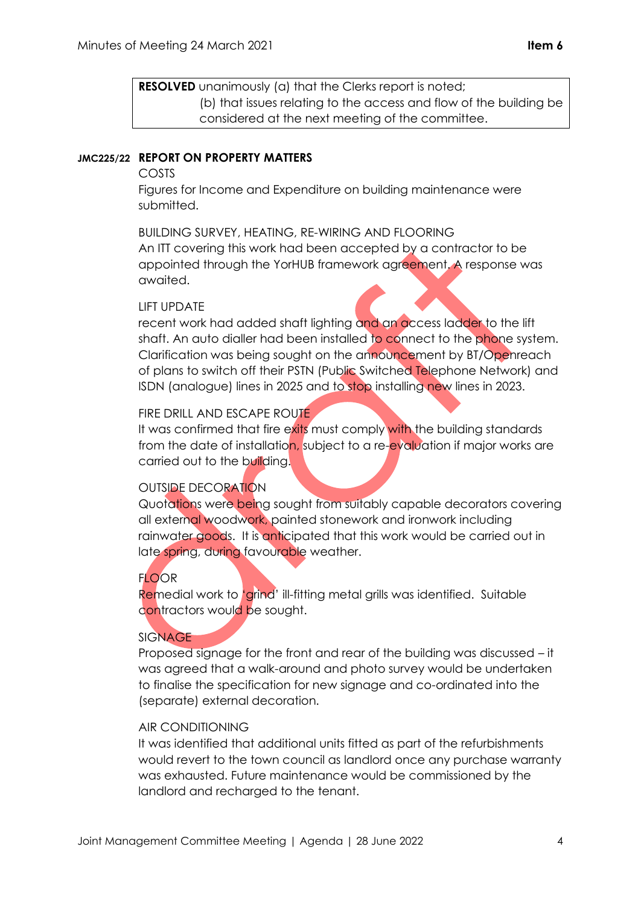> **RESOLVED** unanimously (a) that the Clerks report is noted;
> (b) that issues relating to the access and flow of the building be considered at the next meeting of the committee.

**JMC225/22 REPORT ON PROPERTY MATTERS**

COSTS

Figures for Income and Expenditure on building maintenance were submitted.

BUILDING SURVEY, HEATING, RE-WIRING AND FLOORING

An ITT covering this work had been accepted by a contractor to be appointed through the YorHUB framework agreement. A response was awaited.

LIFT UPDATE

recent work had added shaft lighting and an access ladder to the lift shaft. An auto dialler had been installed to connect to the phone system. Clarification was being sought on the announcement by BT/Openreach of plans to switch off their PSTN (Public Switched Telephone Network) and ISDN (analogue) lines in 2025 and to stop installing new lines in 2023.

FIRE DRILL AND ESCAPE ROUTE

It was confirmed that fire exits must comply with the building standards from the date of installation, subject to a re-evaluation if major works are carried out to the building.

OUTSIDE DECORATION

Quotations were being sought from suitably capable decorators covering all external woodwork, painted stonework and ironwork including rainwater goods. It is anticipated that this work would be carried out in late spring, during favourable weather.

FLOOR

Remedial work to 'grind' ill-fitting metal grills was identified. Suitable contractors would be sought.

SIGNAGE

Proposed signage for the front and rear of the building was discussed – it was agreed that a walk-around and photo survey would be undertaken to finalise the specification for new signage and co-ordinated into the (separate) external decoration.

AIR CONDITIONING

It was identified that additional units fitted as part of the refurbishments would revert to the town council as landlord once any purchase warranty was exhausted. Future maintenance would be commissioned by the landlord and recharged to the tenant.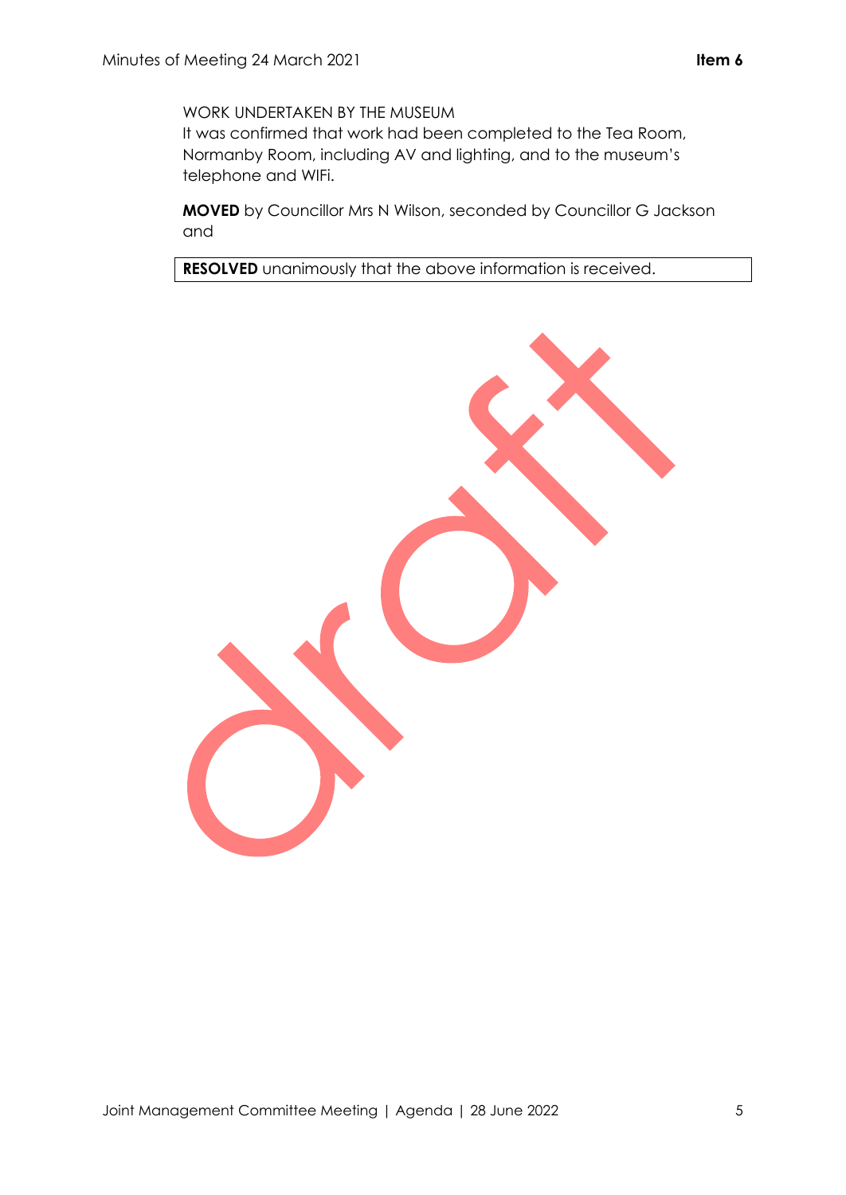WORK UNDERTAKEN BY THE MUSEUM
It was confirmed that work had been completed to the Tea Room, Normanby Room, including AV and lighting, and to the museum's telephone and WIFi.

**MOVED** by Councillor Mrs N Wilson, seconded by Councillor G Jackson and

**RESOLVED** unanimously that the above information is received.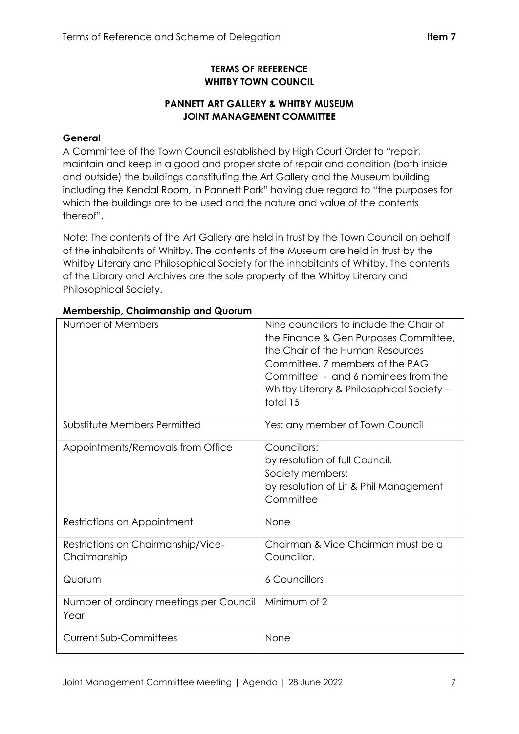**TERMS OF REFERENCE**
**WHITBY TOWN COUNCIL**

**PANNETT ART GALLERY & WHITBY MUSEUM**
**JOINT MANAGEMENT COMMITTEE**

**General**

A Committee of the Town Council established by High Court Order to "repair, maintain and keep in a good and proper state of repair and condition (both inside and outside) the buildings constituting the Art Gallery and the Museum building including the Kendal Room, in Pannett Park" having due regard to "the purposes for which the buildings are to be used and the nature and value of the contents thereof".

Note: The contents of the Art Gallery are held in trust by the Town Council on behalf of the inhabitants of Whitby. The contents of the Museum are held in trust by the Whitby Literary and Philosophical Society for the inhabitants of Whitby. The contents of the Library and Archives are the sole property of the Whitby Literary and Philosophical Society.

**Membership, Chairmanship and Quorum**

| | |
|---|---|
| Number of Members | Nine councillors to include the Chair of the Finance & Gen Purposes Committee, the Chair of the Human Resources Committee, 7 members of the PAG Committee - and 6 nominees from the Whitby Literary & Philosophical Society – total 15 |
| Substitute Members Permitted | Yes: any member of Town Council |
| Appointments/Removals from Office | Councillors: by resolution of full Council. Society members: by resolution of Lit & Phil Management Committee |
| Restrictions on Appointment | None |
| Restrictions on Chairmanship/Vice-Chairmanship | Chairman & Vice Chairman must be a Councillor. |
| Quorum | 6 Councillors |
| Number of ordinary meetings per Council Year | Minimum of 2 |
| Current Sub-Committees | None |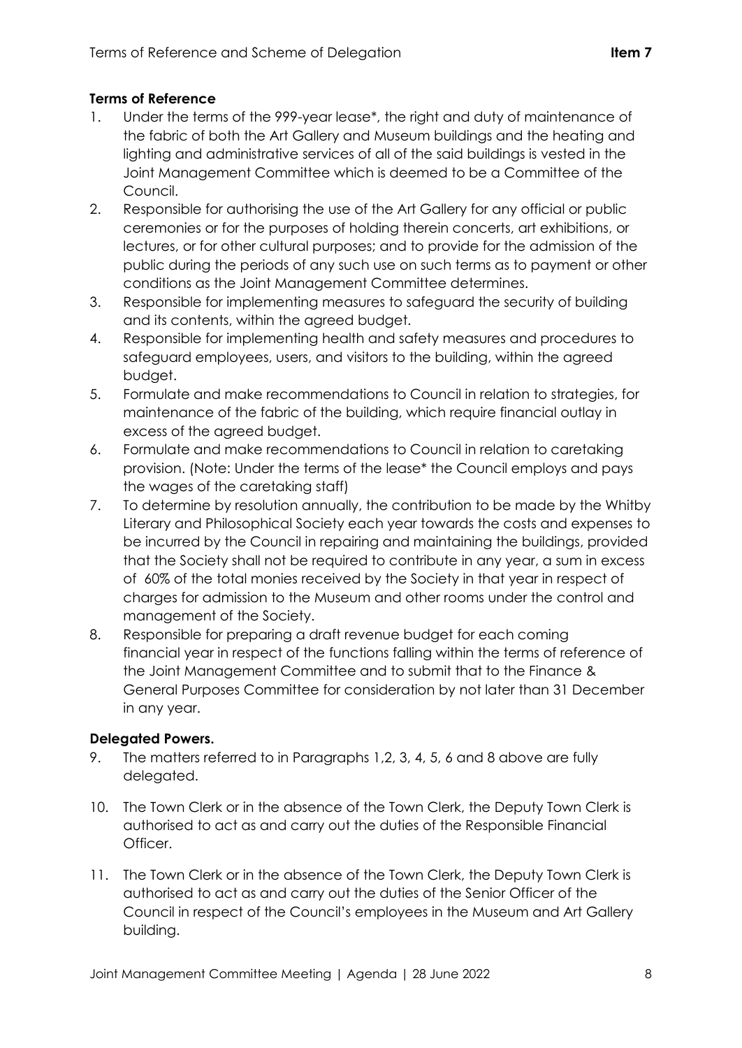**Terms of Reference**

1. Under the terms of the 999-year lease*, the right and duty of maintenance of the fabric of both the Art Gallery and Museum buildings and the heating and lighting and administrative services of all of the said buildings is vested in the Joint Management Committee which is deemed to be a Committee of the Council.
2. Responsible for authorising the use of the Art Gallery for any official or public ceremonies or for the purposes of holding therein concerts, art exhibitions, or lectures, or for other cultural purposes; and to provide for the admission of the public during the periods of any such use on such terms as to payment or other conditions as the Joint Management Committee determines.
3. Responsible for implementing measures to safeguard the security of building and its contents, within the agreed budget.
4. Responsible for implementing health and safety measures and procedures to safeguard employees, users, and visitors to the building, within the agreed budget.
5. Formulate and make recommendations to Council in relation to strategies, for maintenance of the fabric of the building, which require financial outlay in excess of the agreed budget.
6. Formulate and make recommendations to Council in relation to caretaking provision. (Note: Under the terms of the lease* the Council employs and pays the wages of the caretaking staff)
7. To determine by resolution annually, the contribution to be made by the Whitby Literary and Philosophical Society each year towards the costs and expenses to be incurred by the Council in repairing and maintaining the buildings, provided that the Society shall not be required to contribute in any year, a sum in excess of 60% of the total monies received by the Society in that year in respect of charges for admission to the Museum and other rooms under the control and management of the Society.
8. Responsible for preparing a draft revenue budget for each coming financial year in respect of the functions falling within the terms of reference of the Joint Management Committee and to submit that to the Finance & General Purposes Committee for consideration by not later than 31 December in any year.

**Delegated Powers.**

9. The matters referred to in Paragraphs 1,2, 3, 4, 5, 6 and 8 above are fully delegated.

10. The Town Clerk or in the absence of the Town Clerk, the Deputy Town Clerk is authorised to act as and carry out the duties of the Responsible Financial Officer.

11. The Town Clerk or in the absence of the Town Clerk, the Deputy Town Clerk is authorised to act as and carry out the duties of the Senior Officer of the Council in respect of the Council's employees in the Museum and Art Gallery building.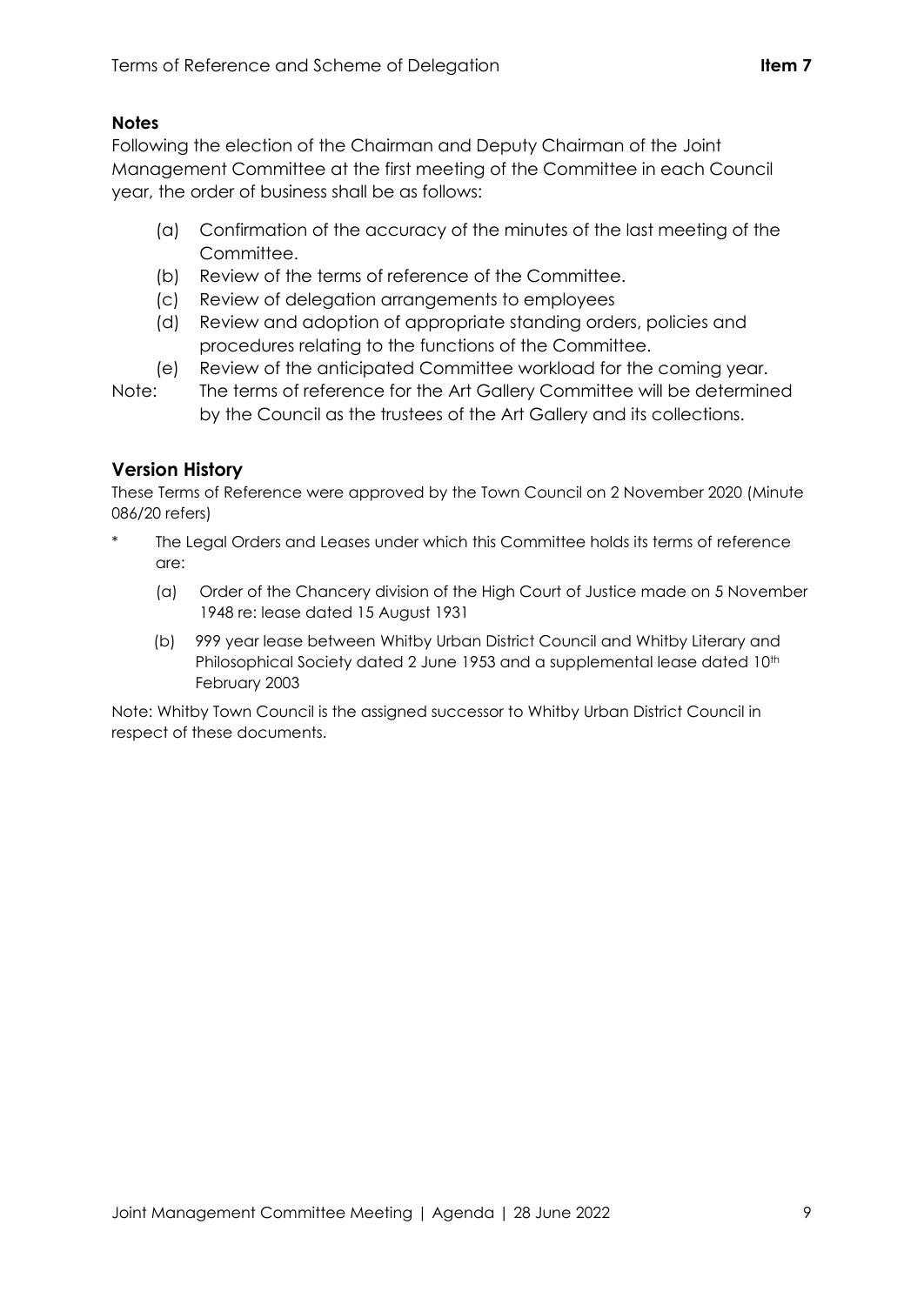**Notes**

Following the election of the Chairman and Deputy Chairman of the Joint Management Committee at the first meeting of the Committee in each Council year, the order of business shall be as follows:

(a) Confirmation of the accuracy of the minutes of the last meeting of the Committee.
(b) Review of the terms of reference of the Committee.
(c) Review of delegation arrangements to employees
(d) Review and adoption of appropriate standing orders, policies and procedures relating to the functions of the Committee.
(e) Review of the anticipated Committee workload for the coming year.

Note: The terms of reference for the Art Gallery Committee will be determined by the Council as the trustees of the Art Gallery and its collections.

## Version History

These Terms of Reference were approved by the Town Council on 2 November 2020 (Minute 086/20 refers)

\* The Legal Orders and Leases under which this Committee holds its terms of reference are:

(a) Order of the Chancery division of the High Court of Justice made on 5 November 1948 re: lease dated 15 August 1931

(b) 999 year lease between Whitby Urban District Council and Whitby Literary and Philosophical Society dated 2 June 1953 and a supplemental lease dated 10th February 2003

Note: Whitby Town Council is the assigned successor to Whitby Urban District Council in respect of these documents.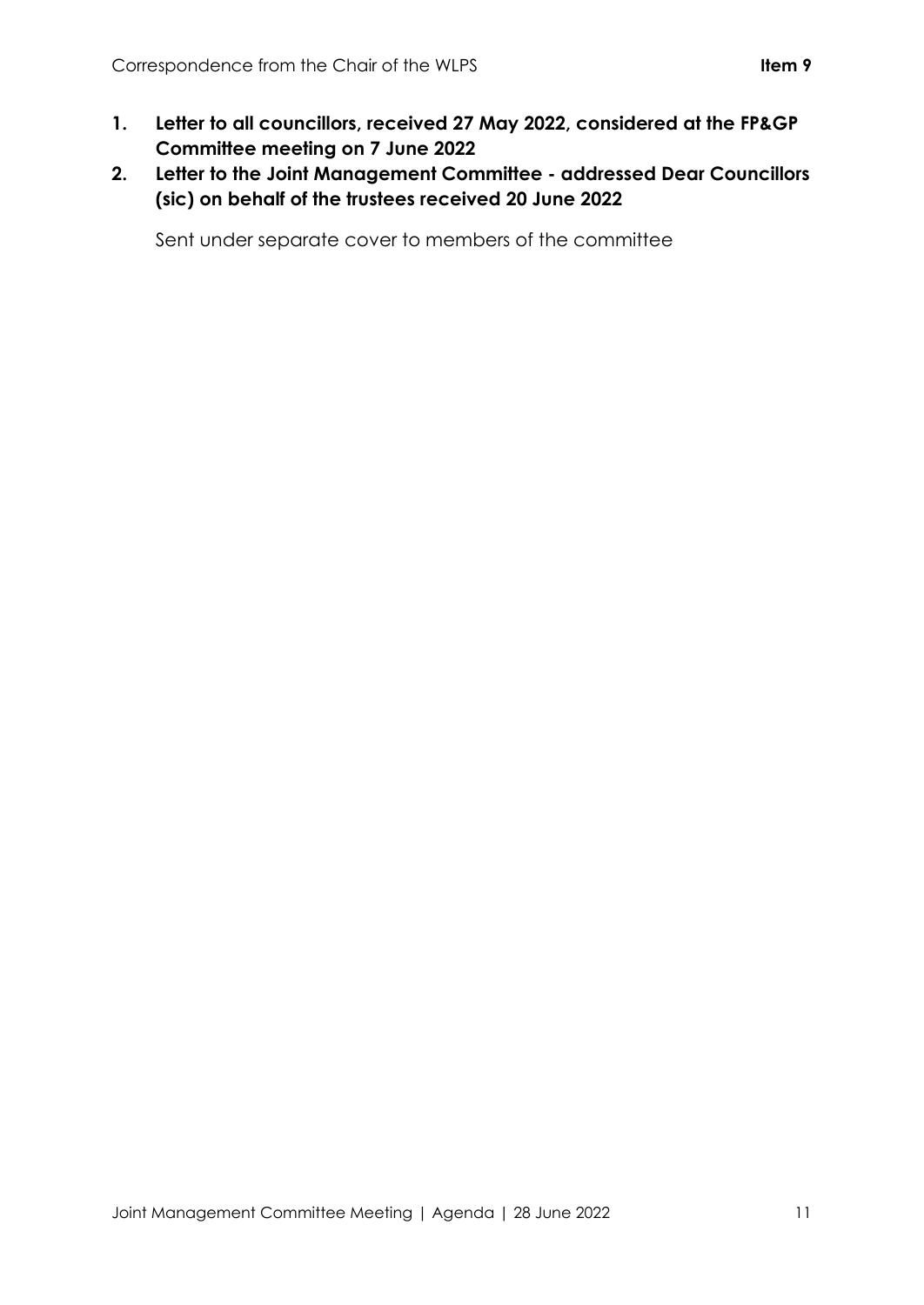1. **Letter to all councillors, received 27 May 2022, considered at the FP&GP Committee meeting on 7 June 2022**
2. **Letter to the Joint Management Committee - addressed Dear Councillors (sic) on behalf of the trustees received 20 June 2022**

   Sent under separate cover to members of the committee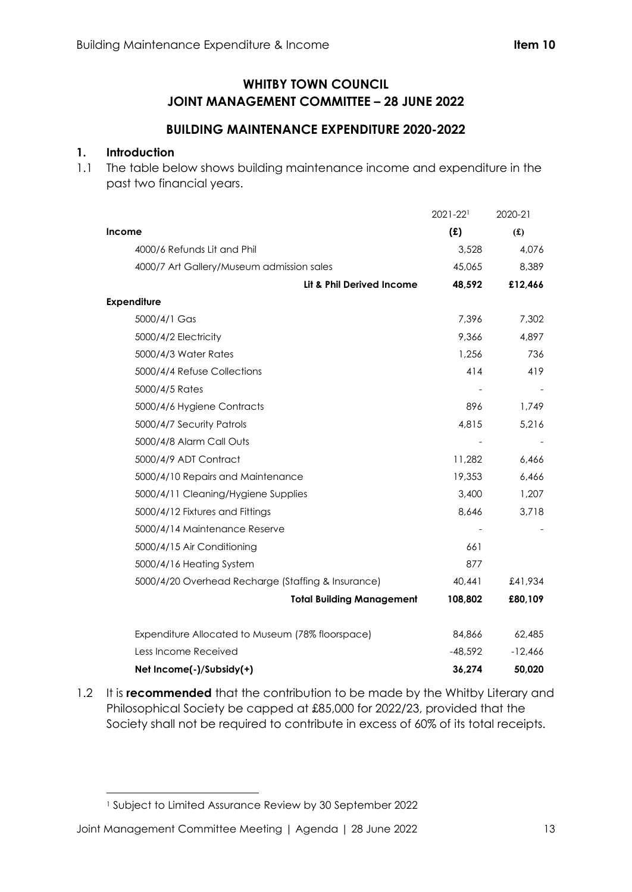# WHITBY TOWN COUNCIL
# JOINT MANAGEMENT COMMITTEE – 28 JUNE 2022

## BUILDING MAINTENANCE EXPENDITURE 2020-2022

### 1. Introduction

1.1 The table below shows building maintenance income and expenditure in the past two financial years.

| | 2021-22[1] | 2020-21 |
|---|---|---|
| **Income** | **(£)** | **(£)** |
| 4000/6 Refunds Lit and Phil | 3,528 | 4,076 |
| 4000/7 Art Gallery/Museum admission sales | 45,065 | 8,389 |
| **Lit & Phil Derived Income** | **48,592** | **£12,466** |
| **Expenditure** | | |
| 5000/4/1 Gas | 7,396 | 7,302 |
| 5000/4/2 Electricity | 9,366 | 4,897 |
| 5000/4/3 Water Rates | 1,256 | 736 |
| 5000/4/4 Refuse Collections | 414 | 419 |
| 5000/4/5 Rates | - | - |
| 5000/4/6 Hygiene Contracts | 896 | 1,749 |
| 5000/4/7 Security Patrols | 4,815 | 5,216 |
| 5000/4/8 Alarm Call Outs | - | - |
| 5000/4/9 ADT Contract | 11,282 | 6,466 |
| 5000/4/10 Repairs and Maintenance | 19,353 | 6,466 |
| 5000/4/11 Cleaning/Hygiene Supplies | 3,400 | 1,207 |
| 5000/4/12 Fixtures and Fittings | 8,646 | 3,718 |
| 5000/4/14 Maintenance Reserve | - | - |
| 5000/4/15 Air Conditioning | 661 | |
| 5000/4/16 Heating System | 877 | |
| 5000/4/20 Overhead Recharge (Staffing & Insurance) | 40,441 | £41,934 |
| **Total Building Management** | **108,802** | **£80,109** |
| | | |
| Expenditure Allocated to Museum (78% floorspace) | 84,866 | 62,485 |
| Less Income Received | -48,592 | -12,466 |
| **Net Income(-)/Subsidy(+)** | **36,274** | **50,020** |

1.2 It is **recommended** that the contribution to be made by the Whitby Literary and Philosophical Society be capped at £85,000 for 2022/23, provided that the Society shall not be required to contribute in excess of 60% of its total receipts.

[1] Subject to Limited Assurance Review by 30 September 2022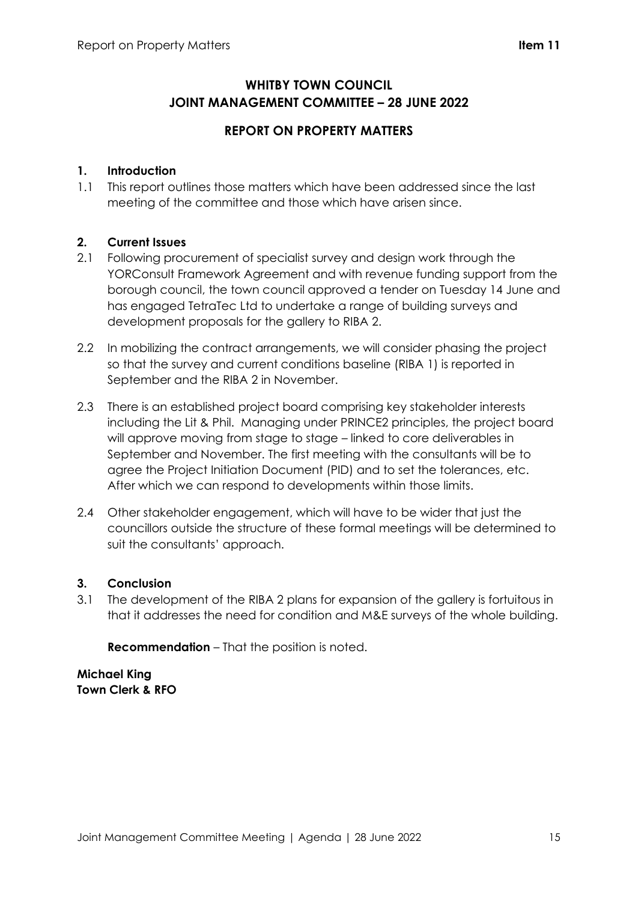# WHITBY TOWN COUNCIL
# JOINT MANAGEMENT COMMITTEE – 28 JUNE 2022

## REPORT ON PROPERTY MATTERS

### 1. Introduction

1.1 This report outlines those matters which have been addressed since the last meeting of the committee and those which have arisen since.

### 2. Current Issues

2.1 Following procurement of specialist survey and design work through the YORConsult Framework Agreement and with revenue funding support from the borough council, the town council approved a tender on Tuesday 14 June and has engaged TetraTec Ltd to undertake a range of building surveys and development proposals for the gallery to RIBA 2.

2.2 In mobilizing the contract arrangements, we will consider phasing the project so that the survey and current conditions baseline (RIBA 1) is reported in September and the RIBA 2 in November.

2.3 There is an established project board comprising key stakeholder interests including the Lit & Phil. Managing under PRINCE2 principles, the project board will approve moving from stage to stage – linked to core deliverables in September and November. The first meeting with the consultants will be to agree the Project Initiation Document (PID) and to set the tolerances, etc. After which we can respond to developments within those limits.

2.4 Other stakeholder engagement, which will have to be wider that just the councillors outside the structure of these formal meetings will be determined to suit the consultants' approach.

### 3. Conclusion

3.1 The development of the RIBA 2 plans for expansion of the gallery is fortuitous in that it addresses the need for condition and M&E surveys of the whole building.

**Recommendation** – That the position is noted.

**Michael King**
**Town Clerk & RFO**